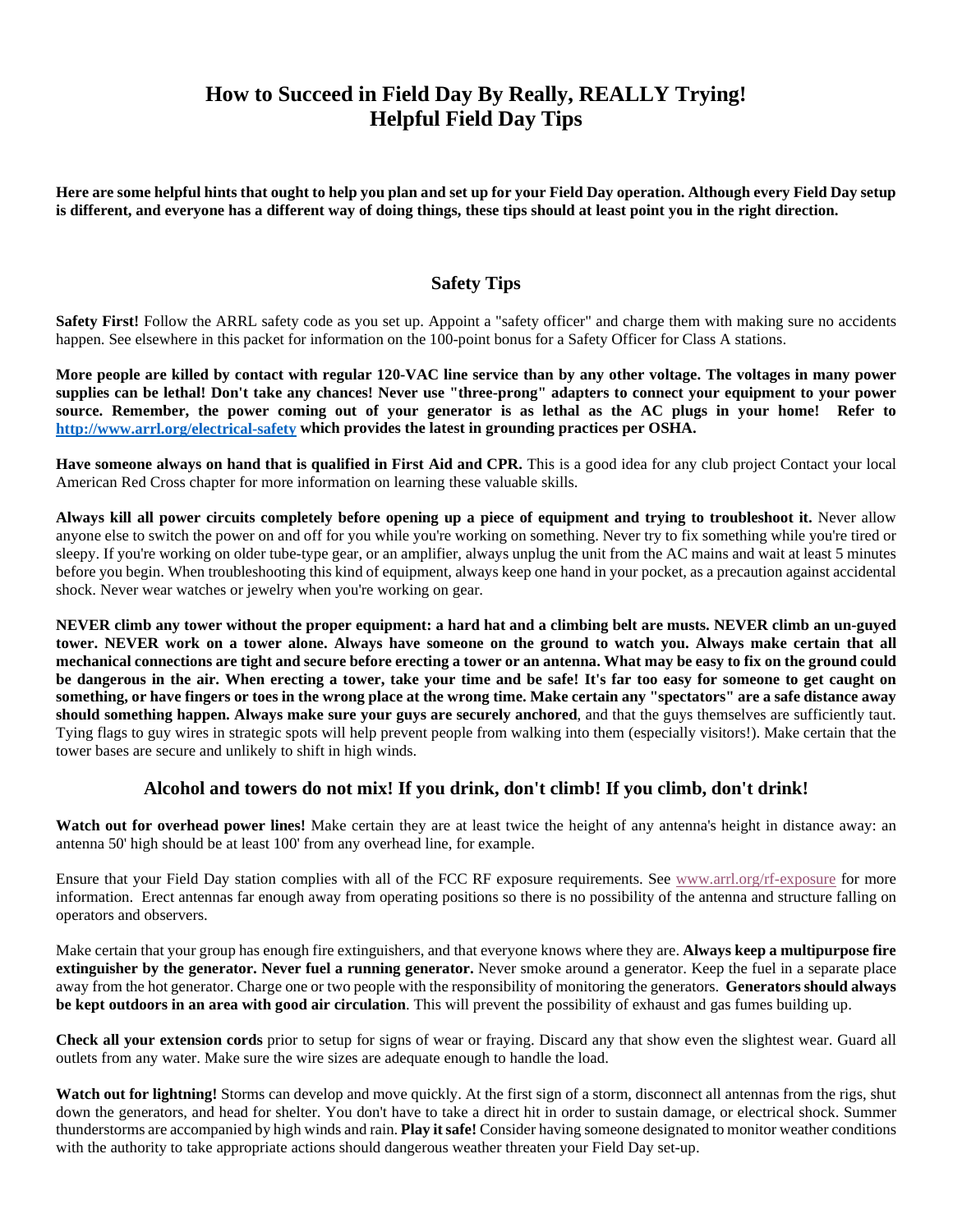# How to Succeed in Field Day By Really, REALLY Trying!
# Helpful Field Day Tips

**Here are some helpful hints that ought to help you plan and set up for your Field Day operation. Although every Field Day setup is different, and everyone has a different way of doing things, these tips should at least point you in the right direction.**

## Safety Tips

**Safety First!** Follow the ARRL safety code as you set up. Appoint a "safety officer" and charge them with making sure no accidents happen. See elsewhere in this packet for information on the 100-point bonus for a Safety Officer for Class A stations.

**More people are killed by contact with regular 120-VAC line service than by any other voltage. The voltages in many power supplies can be lethal! Don't take any chances! Never use "three-prong" adapters to connect your equipment to your power source. Remember, the power coming out of your generator is as lethal as the AC plugs in your home! Refer to [http://www.arrl.org/electrical-safety](http://www.arrl.org/electrical-safety) which provides the latest in grounding practices per OSHA.**

**Have someone always on hand that is qualified in First Aid and CPR.** This is a good idea for any club project Contact your local American Red Cross chapter for more information on learning these valuable skills.

**Always kill all power circuits completely before opening up a piece of equipment and trying to troubleshoot it.** Never allow anyone else to switch the power on and off for you while you're working on something. Never try to fix something while you're tired or sleepy. If you're working on older tube-type gear, or an amplifier, always unplug the unit from the AC mains and wait at least 5 minutes before you begin. When troubleshooting this kind of equipment, always keep one hand in your pocket, as a precaution against accidental shock. Never wear watches or jewelry when you're working on gear.

**NEVER climb any tower without the proper equipment: a hard hat and a climbing belt are musts. NEVER climb an un-guyed tower. NEVER work on a tower alone. Always have someone on the ground to watch you. Always make certain that all mechanical connections are tight and secure before erecting a tower or an antenna. What may be easy to fix on the ground could be dangerous in the air. When erecting a tower, take your time and be safe! It's far too easy for someone to get caught on something, or have fingers or toes in the wrong place at the wrong time. Make certain any "spectators" are a safe distance away should something happen. Always make sure your guys are securely anchored**, and that the guys themselves are sufficiently taut. Tying flags to guy wires in strategic spots will help prevent people from walking into them (especially visitors!). Make certain that the tower bases are secure and unlikely to shift in high winds.

### Alcohol and towers do not mix! If you drink, don't climb! If you climb, don't drink!

**Watch out for overhead power lines!** Make certain they are at least twice the height of any antenna's height in distance away: an antenna 50' high should be at least 100' from any overhead line, for example.

Ensure that your Field Day station complies with all of the FCC RF exposure requirements. See [www.arrl.org/rf-exposure](www.arrl.org/rf-exposure) for more information. Erect antennas far enough away from operating positions so there is no possibility of the antenna and structure falling on operators and observers.

Make certain that your group has enough fire extinguishers, and that everyone knows where they are. **Always keep a multipurpose fire extinguisher by the generator. Never fuel a running generator.** Never smoke around a generator. Keep the fuel in a separate place away from the hot generator. Charge one or two people with the responsibility of monitoring the generators. **Generators should always be kept outdoors in an area with good air circulation**. This will prevent the possibility of exhaust and gas fumes building up.

**Check all your extension cords** prior to setup for signs of wear or fraying. Discard any that show even the slightest wear. Guard all outlets from any water. Make sure the wire sizes are adequate enough to handle the load.

**Watch out for lightning!** Storms can develop and move quickly. At the first sign of a storm, disconnect all antennas from the rigs, shut down the generators, and head for shelter. You don't have to take a direct hit in order to sustain damage, or electrical shock. Summer thunderstorms are accompanied by high winds and rain. **Play it safe!** Consider having someone designated to monitor weather conditions with the authority to take appropriate actions should dangerous weather threaten your Field Day set-up.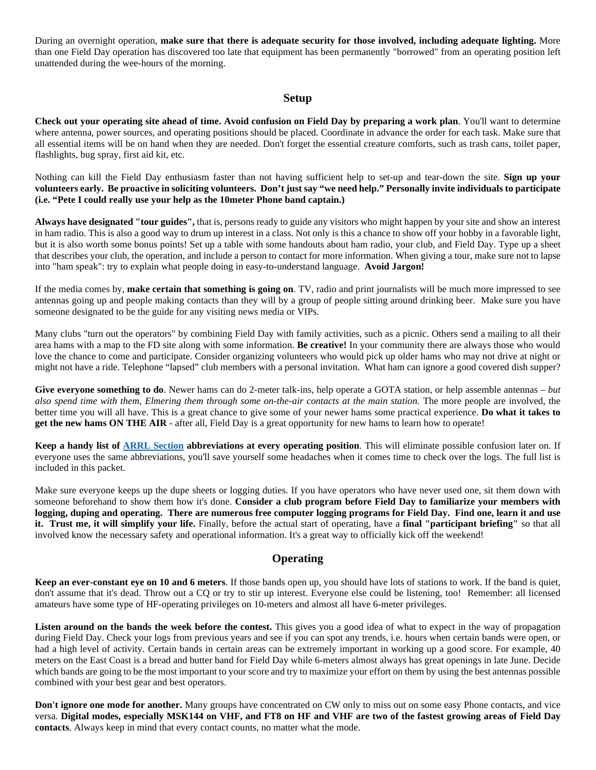During an overnight operation, **make sure that there is adequate security for those involved, including adequate lighting.** More than one Field Day operation has discovered too late that equipment has been permanently "borrowed" from an operating position left unattended during the wee-hours of the morning.

## Setup

**Check out your operating site ahead of time. Avoid confusion on Field Day by preparing a work plan**. You'll want to determine where antenna, power sources, and operating positions should be placed. Coordinate in advance the order for each task. Make sure that all essential items will be on hand when they are needed. Don't forget the essential creature comforts, such as trash cans, toilet paper, flashlights, bug spray, first aid kit, etc.

Nothing can kill the Field Day enthusiasm faster than not having sufficient help to set-up and tear-down the site. **Sign up your volunteers early. Be proactive in soliciting volunteers. Don't just say "we need help." Personally invite individuals to participate (i.e. "Pete I could really use your help as the 10meter Phone band captain.)**

**Always have designated "tour guides",** that is, persons ready to guide any visitors who might happen by your site and show an interest in ham radio. This is also a good way to drum up interest in a class. Not only is this a chance to show off your hobby in a favorable light, but it is also worth some bonus points! Set up a table with some handouts about ham radio, your club, and Field Day. Type up a sheet that describes your club, the operation, and include a person to contact for more information. When giving a tour, make sure not to lapse into "ham speak": try to explain what people doing in easy-to-understand language. **Avoid Jargon!**

If the media comes by, **make certain that something is going on**. TV, radio and print journalists will be much more impressed to see antennas going up and people making contacts than they will by a group of people sitting around drinking beer. Make sure you have someone designated to be the guide for any visiting news media or VIPs.

Many clubs "turn out the operators" by combining Field Day with family activities, such as a picnic. Others send a mailing to all their area hams with a map to the FD site along with some information. **Be creative!** In your community there are always those who would love the chance to come and participate. Consider organizing volunteers who would pick up older hams who may not drive at night or might not have a ride. Telephone "lapsed" club members with a personal invitation. What ham can ignore a good covered dish supper?

**Give everyone something to do**. Newer hams can do 2-meter talk-ins, help operate a GOTA station, or help assemble antennas – *but also spend time with them, Elmering them through some on-the-air contacts at the main station.* The more people are involved, the better time you will all have. This is a great chance to give some of your newer hams some practical experience. **Do what it takes to get the new hams ON THE AIR** - after all, Field Day is a great opportunity for new hams to learn how to operate!

**Keep a handy list of ARRL Section abbreviations at every operating position**. This will eliminate possible confusion later on. If everyone uses the same abbreviations, you'll save yourself some headaches when it comes time to check over the logs. The full list is included in this packet.

Make sure everyone keeps up the dupe sheets or logging duties. If you have operators who have never used one, sit them down with someone beforehand to show them how it's done. **Consider a club program before Field Day to familiarize your members with logging, duping and operating. There are numerous free computer logging programs for Field Day. Find one, learn it and use it. Trust me, it will simplify your life.** Finally, before the actual start of operating, have a **final "participant briefing"** so that all involved know the necessary safety and operational information. It's a great way to officially kick off the weekend!

## Operating

**Keep an ever-constant eye on 10 and 6 meters**. If those bands open up, you should have lots of stations to work. If the band is quiet, don't assume that it's dead. Throw out a CQ or try to stir up interest. Everyone else could be listening, too! Remember: all licensed amateurs have some type of HF-operating privileges on 10-meters and almost all have 6-meter privileges.

**Listen around on the bands the week before the contest.** This gives you a good idea of what to expect in the way of propagation during Field Day. Check your logs from previous years and see if you can spot any trends, i.e. hours when certain bands were open, or had a high level of activity. Certain bands in certain areas can be extremely important in working up a good score. For example, 40 meters on the East Coast is a bread and butter band for Field Day while 6-meters almost always has great openings in late June. Decide which bands are going to be the most important to your score and try to maximize your effort on them by using the best antennas possible combined with your best gear and best operators.

**Don't ignore one mode for another.** Many groups have concentrated on CW only to miss out on some easy Phone contacts, and vice versa. **Digital modes, especially MSK144 on VHF, and FT8 on HF and VHF are two of the fastest growing areas of Field Day contacts**. Always keep in mind that every contact counts, no matter what the mode.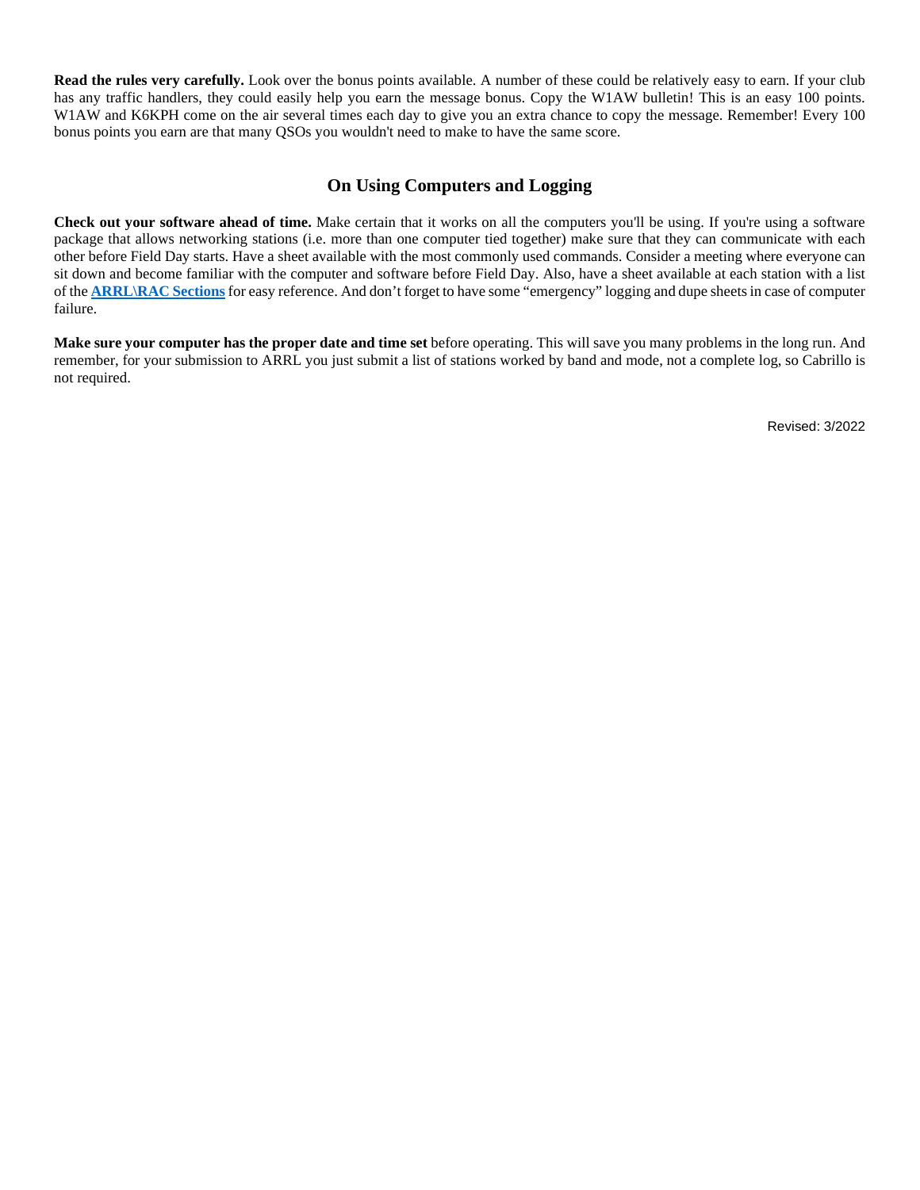**Read the rules very carefully.** Look over the bonus points available. A number of these could be relatively easy to earn. If your club has any traffic handlers, they could easily help you earn the message bonus. Copy the W1AW bulletin! This is an easy 100 points. W1AW and K6KPH come on the air several times each day to give you an extra chance to copy the message. Remember! Every 100 bonus points you earn are that many QSOs you wouldn't need to make to have the same score.

## On Using Computers and Logging

**Check out your software ahead of time.** Make certain that it works on all the computers you'll be using. If you're using a software package that allows networking stations (i.e. more than one computer tied together) make sure that they can communicate with each other before Field Day starts. Have a sheet available with the most commonly used commands. Consider a meeting where everyone can sit down and become familiar with the computer and software before Field Day. Also, have a sheet available at each station with a list of the **ARRL\RAC Sections** for easy reference. And don't forget to have some "emergency" logging and dupe sheets in case of computer failure.

**Make sure your computer has the proper date and time set** before operating. This will save you many problems in the long run. And remember, for your submission to ARRL you just submit a list of stations worked by band and mode, not a complete log, so Cabrillo is not required.

Revised: 3/2022